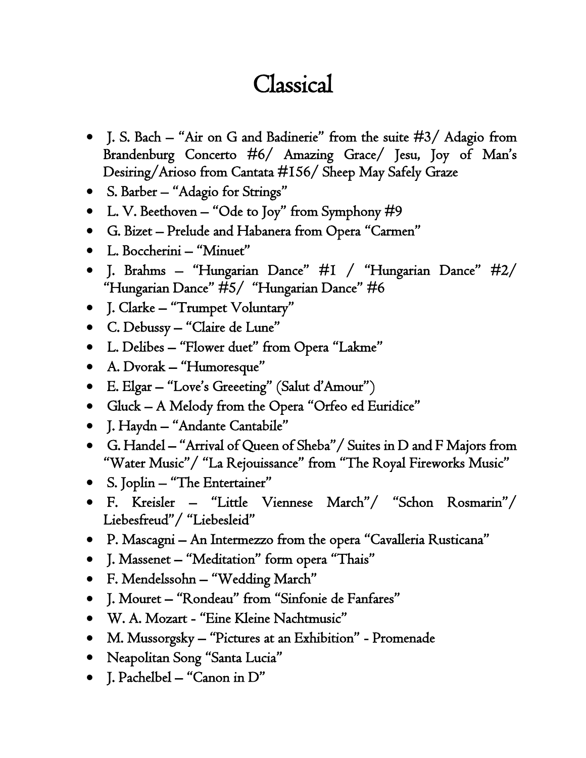# Classical

- J. S. Bach – "Air on G and Badinerie" from the suite #3/ Adagio from Brandenburg Concerto #6/ Amazing Grace/ Jesu, Joy of Man's Desiring/Arioso from Cantata #156/ Sheep May Safely Graze
- S. Barber – "Adagio for Strings"
- L. V. Beethoven – "Ode to Joy" from Symphony #9
- G. Bizet – Prelude and Habanera from Opera "Carmen"
- L. Boccherini – "Minuet"
- J. Brahms – "Hungarian Dance" #1 / "Hungarian Dance" #2/ "Hungarian Dance" #5/ "Hungarian Dance" #6
- J. Clarke – "Trumpet Voluntary"
- C. Debussy – "Claire de Lune"
- L. Delibes – "Flower duet" from Opera "Lakme"
- A. Dvorak – "Humoresque"
- E. Elgar – "Love's Greeeting" (Salut d'Amour")
- Gluck – A Melody from the Opera "Orfeo ed Euridice"
- J. Haydn – "Andante Cantabile"
- G. Handel – "Arrival of Queen of Sheba"/ Suites in D and F Majors from "Water Music"/ "La Rejouissance" from "The Royal Fireworks Music"
- S. Joplin – "The Entertainer"
- F. Kreisler – "Little Viennese March"/ "Schon Rosmarin"/ Liebesfreud"/ "Liebesleid"
- P. Mascagni – An Intermezzo from the opera "Cavalleria Rusticana"
- J. Massenet – "Meditation" form opera "Thais"
- F. Mendelssohn – "Wedding March"
- J. Mouret – "Rondeau" from "Sinfonie de Fanfares"
- W. A. Mozart - "Eine Kleine Nachtmusic"
- M. Mussorgsky – "Pictures at an Exhibition" - Promenade
- Neapolitan Song "Santa Lucia"
- J. Pachelbel – "Canon in D"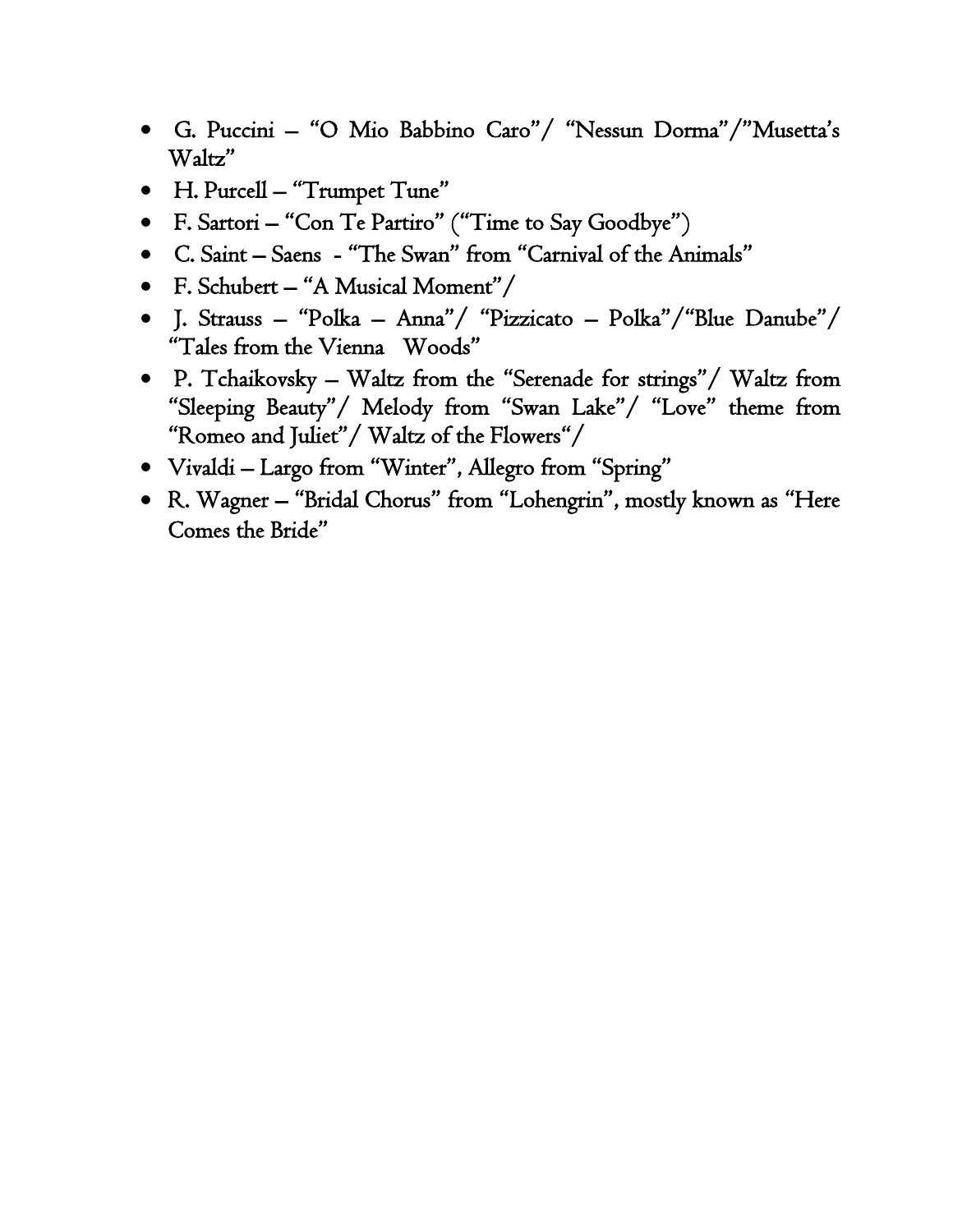- G. Puccini – "O Mio Babbino Caro"/ "Nessun Dorma"/"Musetta's Waltz"
- H. Purcell – "Trumpet Tune"
- F. Sartori – "Con Te Partiro" ("Time to Say Goodbye")
- C. Saint – Saens - "The Swan" from "Carnival of the Animals"
- F. Schubert – "A Musical Moment"/
- J. Strauss – "Polka – Anna"/ "Pizzicato – Polka"/"Blue Danube"/ "Tales from the Vienna Woods"
- P. Tchaikovsky – Waltz from the "Serenade for strings"/ Waltz from "Sleeping Beauty"/ Melody from "Swan Lake"/ "Love" theme from "Romeo and Juliet"/ Waltz of the Flowers"/
- Vivaldi – Largo from "Winter", Allegro from "Spring"
- R. Wagner – "Bridal Chorus" from "Lohengrin", mostly known as "Here Comes the Bride"